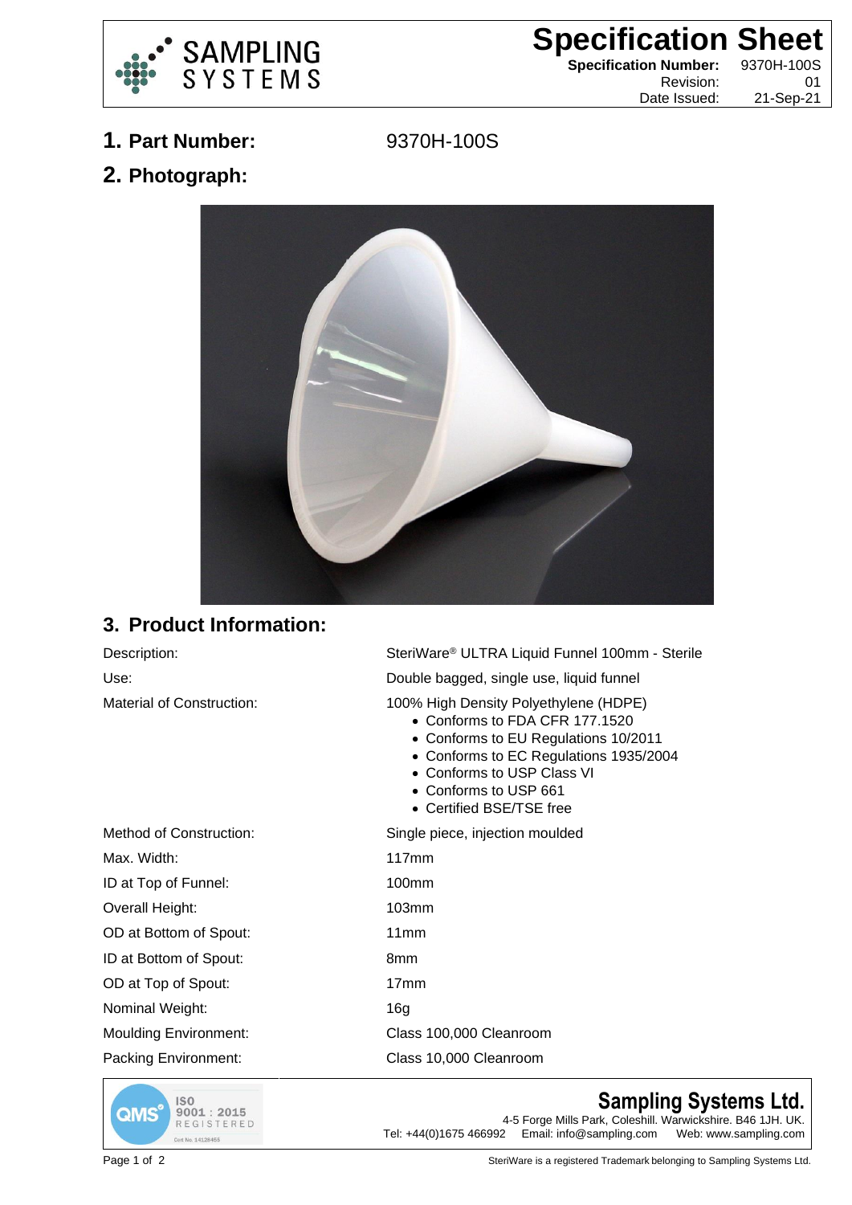# Specification Sheet

**Specification Number:** 9370H-100S
Revision: 01
Date Issued: 21-Sep-21

## 1. Part Number: 9370H-100S

## 2. Photograph:

## 3. Product Information:

| | |
|---|---|
| Description: | SteriWare® ULTRA Liquid Funnel 100mm - Sterile |
| Use: | Double bagged, single use, liquid funnel |
| Material of Construction: | 100% High Density Polyethylene (HDPE)<br>• Conforms to FDA CFR 177.1520<br>• Conforms to EU Regulations 10/2011<br>• Conforms to EC Regulations 1935/2004<br>• Conforms to USP Class VI<br>• Conforms to USP 661<br>• Certified BSE/TSE free |
| Method of Construction: | Single piece, injection moulded |
| Max. Width: | 117mm |
| ID at Top of Funnel: | 100mm |
| Overall Height: | 103mm |
| OD at Bottom of Spout: | 11mm |
| ID at Bottom of Spout: | 8mm |
| OD at Top of Spout: | 17mm |
| Nominal Weight: | 16g |
| Moulding Environment: | Class 100,000 Cleanroom |
| Packing Environment: | Class 10,000 Cleanroom |

QMS ISO 9001 : 2015 REGISTERED Cert No. 14128455

**Sampling Systems Ltd.**
4-5 Forge Mills Park, Coleshill. Warwickshire. B46 1JH. UK.
Tel: +44(0)1675 466992 Email: info@sampling.com Web: www.sampling.com

SteriWare is a registered Trademark belonging to Sampling Systems Ltd.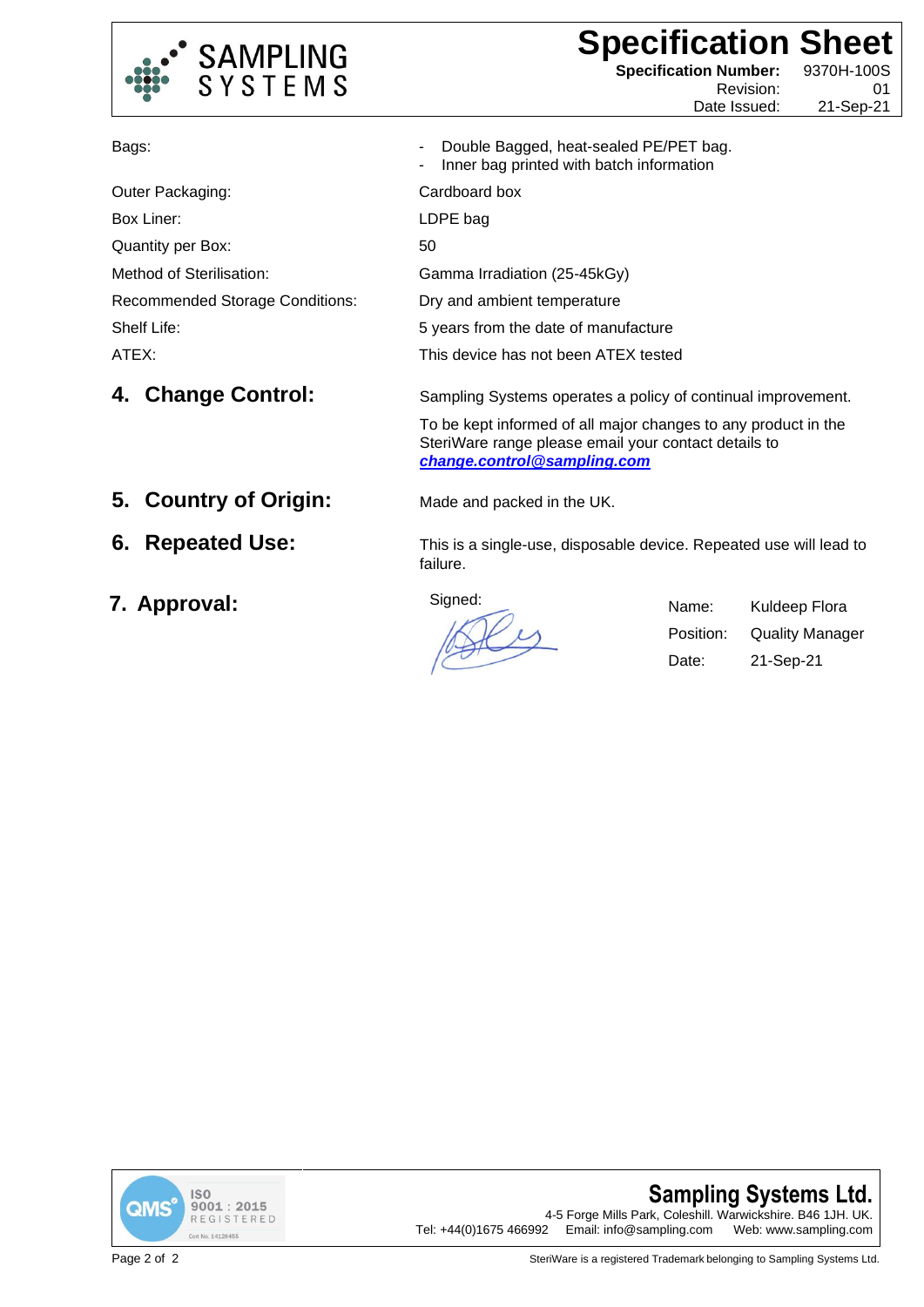| | |
|---|---|
| Bags: | - Double Bagged, heat-sealed PE/PET bag.<br>- Inner bag printed with batch information |
| Outer Packaging: | Cardboard box |
| Box Liner: | LDPE bag |
| Quantity per Box: | 50 |
| Method of Sterilisation: | Gamma Irradiation (25-45kGy) |
| Recommended Storage Conditions: | Dry and ambient temperature |
| Shelf Life: | 5 years from the date of manufacture |
| ATEX: | This device has not been ATEX tested |

## 4. Change Control:

Sampling Systems operates a policy of continual improvement.

To be kept informed of all major changes to any product in the SteriWare range please email your contact details to ***change.control@sampling.com***

## 5. Country of Origin:

Made and packed in the UK.

## 6. Repeated Use:

This is a single-use, disposable device. Repeated use will lead to failure.

## 7. Approval:

Signed:

| | |
|---|---|
| Name: | Kuldeep Flora |
| Position: | Quality Manager |
| Date: | 21-Sep-21 |